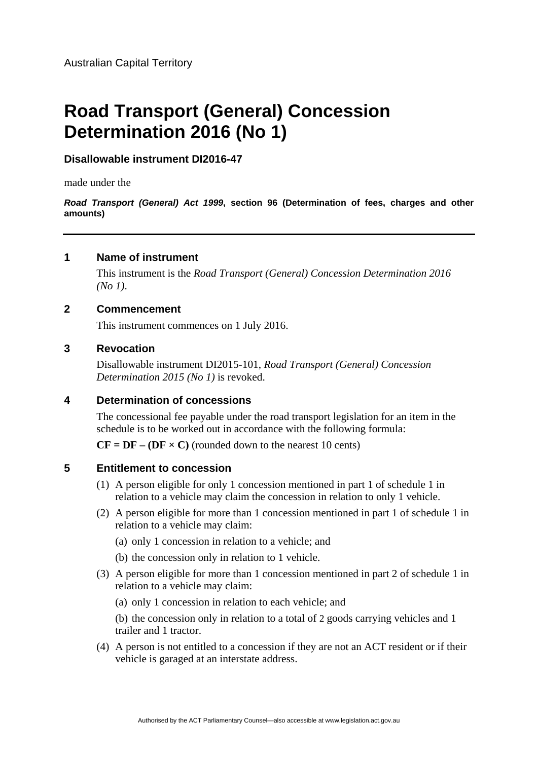Australian Capital Territory

# Road Transport (General) Concession Determination 2016 (No 1)

**Disallowable instrument DI2016-47**

made under the

***Road Transport (General) Act 1999*, section 96 (Determination of fees, charges and other amounts)**

---

## 1 Name of instrument

This instrument is the *Road Transport (General) Concession Determination 2016 (No 1)*.

## 2 Commencement

This instrument commences on 1 July 2016.

## 3 Revocation

Disallowable instrument DI2015-101, *Road Transport (General) Concession Determination 2015 (No 1)* is revoked.

## 4 Determination of concessions

The concessional fee payable under the road transport legislation for an item in the schedule is to be worked out in accordance with the following formula:

**CF = DF – (DF × C)** (rounded down to the nearest 10 cents)

## 5 Entitlement to concession

(1) A person eligible for only 1 concession mentioned in part 1 of schedule 1 in relation to a vehicle may claim the concession in relation to only 1 vehicle.

(2) A person eligible for more than 1 concession mentioned in part 1 of schedule 1 in relation to a vehicle may claim:

(a) only 1 concession in relation to a vehicle; and

(b) the concession only in relation to 1 vehicle.

(3) A person eligible for more than 1 concession mentioned in part 2 of schedule 1 in relation to a vehicle may claim:

(a) only 1 concession in relation to each vehicle; and

(b) the concession only in relation to a total of 2 goods carrying vehicles and 1 trailer and 1 tractor.

(4) A person is not entitled to a concession if they are not an ACT resident or if their vehicle is garaged at an interstate address.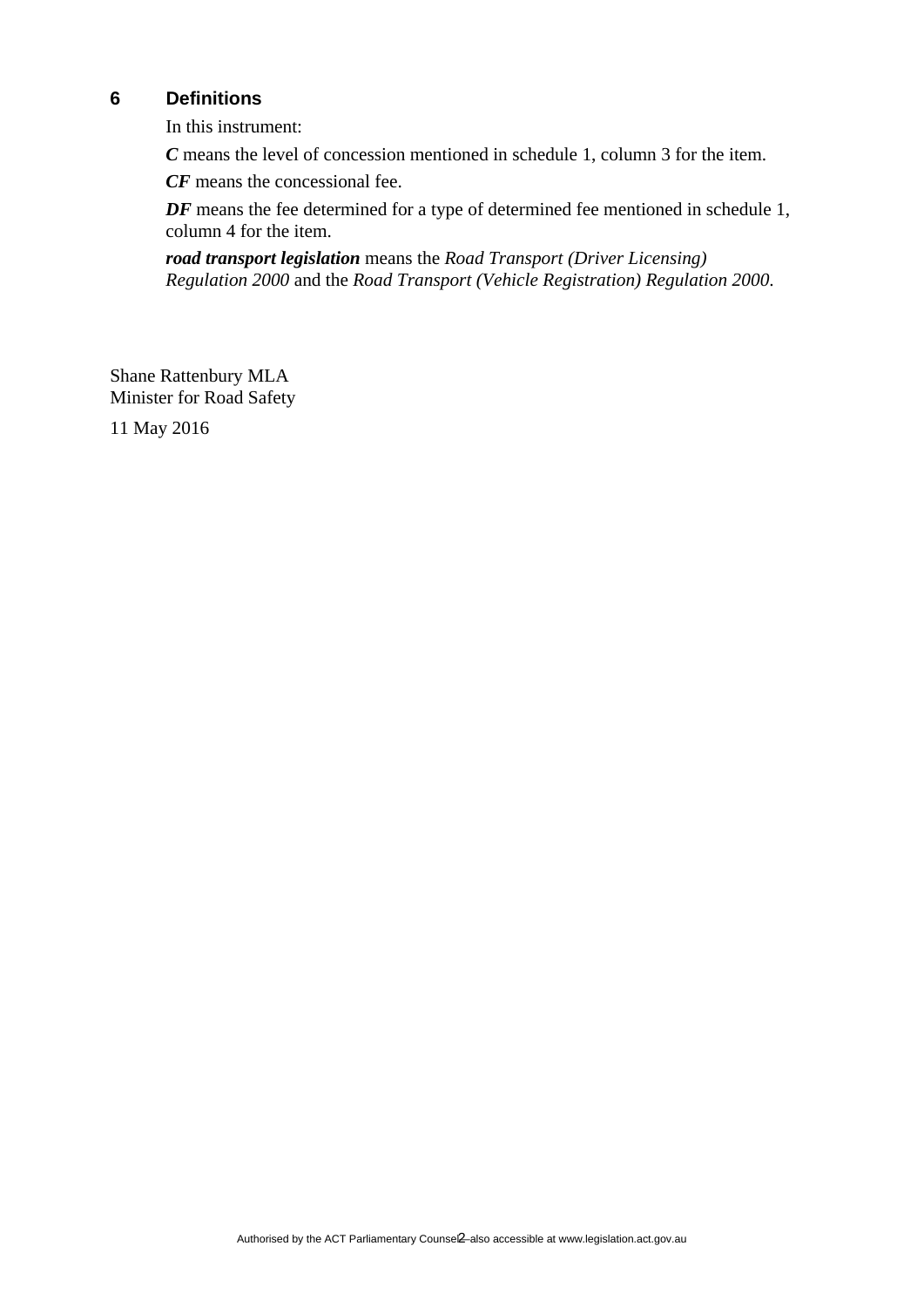## 6 Definitions

In this instrument:

***C*** means the level of concession mentioned in schedule 1, column 3 for the item.

***CF*** means the concessional fee.

***DF*** means the fee determined for a type of determined fee mentioned in schedule 1, column 4 for the item.

***road transport legislation*** means the *Road Transport (Driver Licensing) Regulation 2000* and the *Road Transport (Vehicle Registration) Regulation 2000*.

Shane Rattenbury MLA
Minister for Road Safety

11 May 2016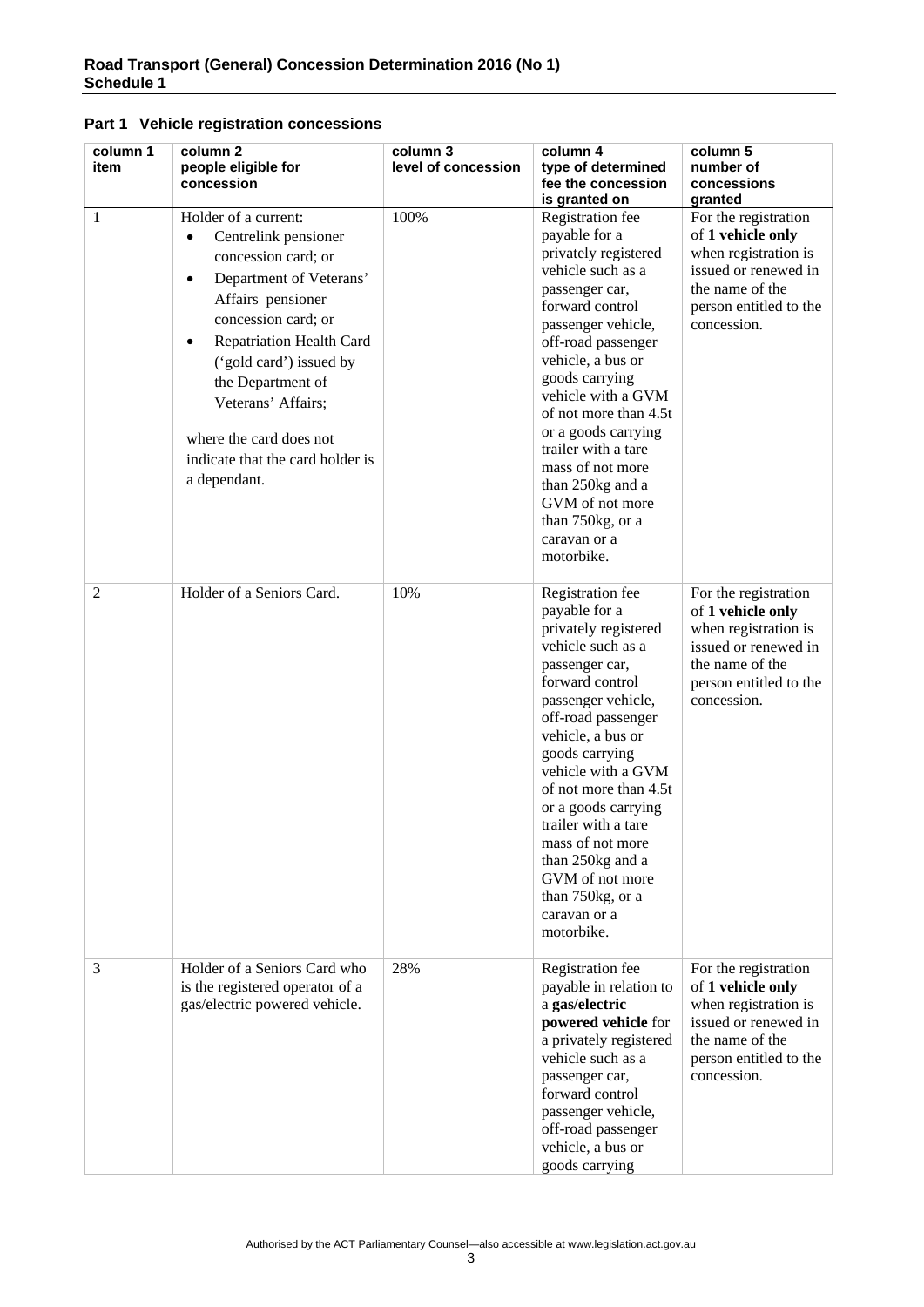## Part 1 Vehicle registration concessions

| column 1 item | column 2 people eligible for concession | column 3 level of concession | column 4 type of determined fee the concession is granted on | column 5 number of concessions granted |
|---|---|---|---|---|
| 1 | Holder of a current: <br>• Centrelink pensioner concession card; or <br>• Department of Veterans' Affairs pensioner concession card; or <br>• Repatriation Health Card ('gold card') issued by the Department of Veterans' Affairs; <br><br>where the card does not indicate that the card holder is a dependant. | 100% | Registration fee payable for a privately registered vehicle such as a passenger car, forward control passenger vehicle, off-road passenger vehicle, a bus or goods carrying vehicle with a GVM of not more than 4.5t or a goods carrying trailer with a tare mass of not more than 250kg and a GVM of not more than 750kg, or a caravan or a motorbike. | For the registration of **1 vehicle only** when registration is issued or renewed in the name of the person entitled to the concession. |
| 2 | Holder of a Seniors Card. | 10% | Registration fee payable for a privately registered vehicle such as a passenger car, forward control passenger vehicle, off-road passenger vehicle, a bus or goods carrying vehicle with a GVM of not more than 4.5t or a goods carrying trailer with a tare mass of not more than 250kg and a GVM of not more than 750kg, or a caravan or a motorbike. | For the registration of **1 vehicle only** when registration is issued or renewed in the name of the person entitled to the concession. |
| 3 | Holder of a Seniors Card who is the registered operator of a gas/electric powered vehicle. | 28% | Registration fee payable in relation to a **gas/electric powered vehicle** for a privately registered vehicle such as a passenger car, forward control passenger vehicle, off-road passenger vehicle, a bus or goods carrying | For the registration of **1 vehicle only** when registration is issued or renewed in the name of the person entitled to the concession. |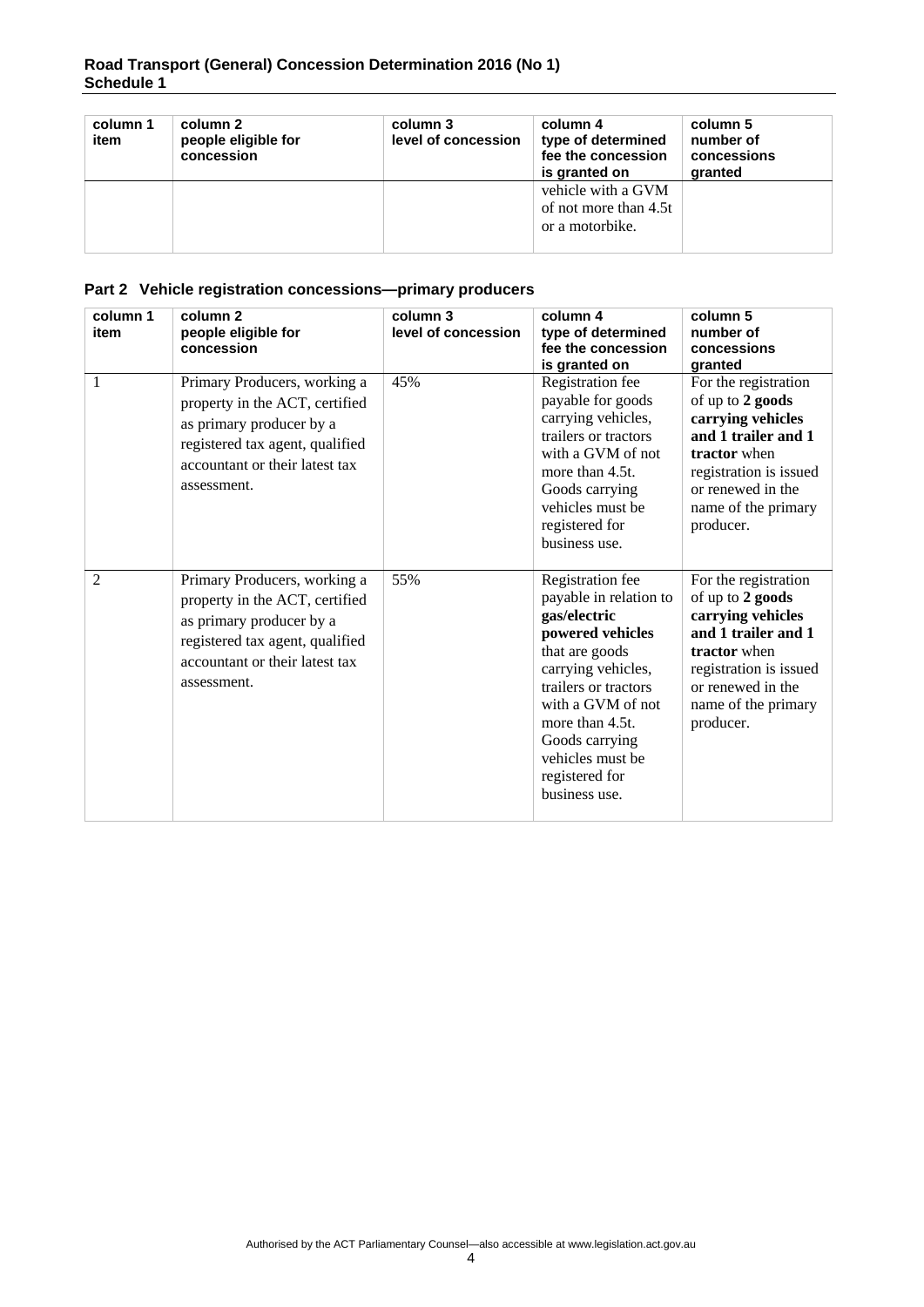| column 1 item | column 2 people eligible for concession | column 3 level of concession | column 4 type of determined fee the concession is granted on | column 5 number of concessions granted |
|---|---|---|---|---|
| | | | vehicle with a GVM of not more than 4.5t or a motorbike. | |

## Part 2 Vehicle registration concessions—primary producers

| column 1 item | column 2 people eligible for concession | column 3 level of concession | column 4 type of determined fee the concession is granted on | column 5 number of concessions granted |
|---|---|---|---|---|
| 1 | Primary Producers, working a property in the ACT, certified as primary producer by a registered tax agent, qualified accountant or their latest tax assessment. | 45% | Registration fee payable for goods carrying vehicles, trailers or tractors with a GVM of not more than 4.5t. Goods carrying vehicles must be registered for business use. | For the registration of up to **2 goods carrying vehicles and 1 trailer and 1 tractor** when registration is issued or renewed in the name of the primary producer. |
| 2 | Primary Producers, working a property in the ACT, certified as primary producer by a registered tax agent, qualified accountant or their latest tax assessment. | 55% | Registration fee payable in relation to **gas/electric powered vehicles** that are goods carrying vehicles, trailers or tractors with a GVM of not more than 4.5t. Goods carrying vehicles must be registered for business use. | For the registration of up to **2 goods carrying vehicles and 1 trailer and 1 tractor** when registration is issued or renewed in the name of the primary producer. |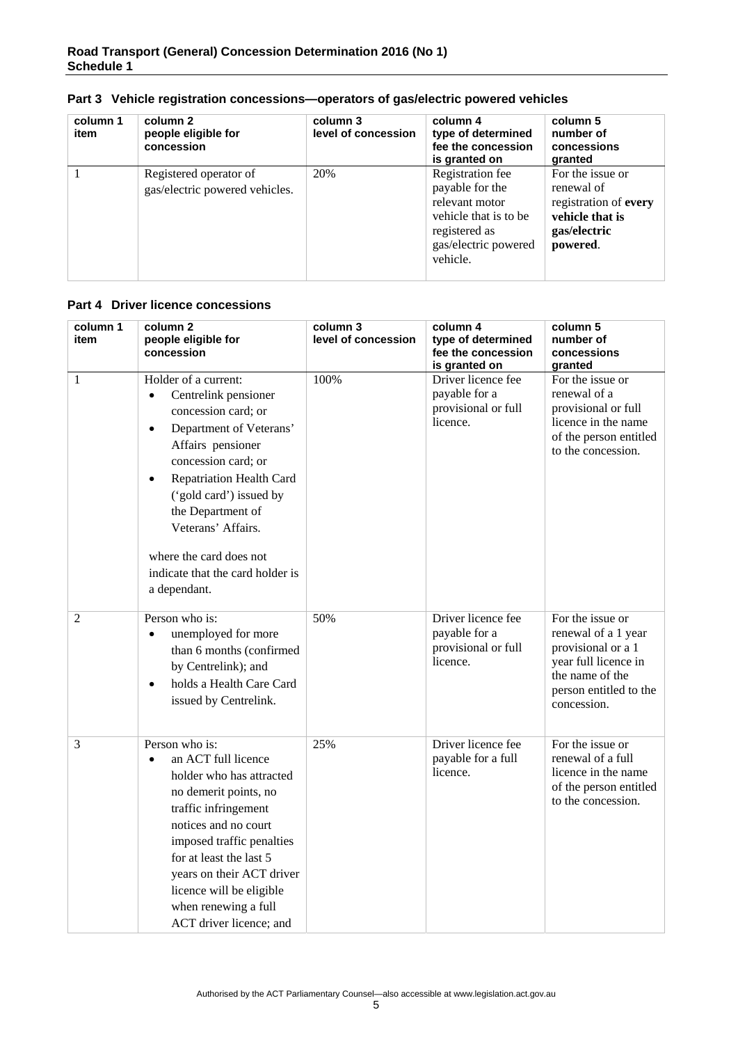## Part 3 Vehicle registration concessions—operators of gas/electric powered vehicles

| column 1 item | column 2 people eligible for concession | column 3 level of concession | column 4 type of determined fee the concession is granted on | column 5 number of concessions granted |
|---|---|---|---|---|
| 1 | Registered operator of gas/electric powered vehicles. | 20% | Registration fee payable for the relevant motor vehicle that is to be registered as gas/electric powered vehicle. | For the issue or renewal of registration of **every vehicle that is gas/electric powered**. |

## Part 4 Driver licence concessions

| column 1 item | column 2 people eligible for concession | column 3 level of concession | column 4 type of determined fee the concession is granted on | column 5 number of concessions granted |
|---|---|---|---|---|
| 1 | Holder of a current: <br>• Centrelink pensioner concession card; or <br>• Department of Veterans' Affairs pensioner concession card; or <br>• Repatriation Health Card ('gold card') issued by the Department of Veterans' Affairs. <br><br>where the card does not indicate that the card holder is a dependant. | 100% | Driver licence fee payable for a provisional or full licence. | For the issue or renewal of a provisional or full licence in the name of the person entitled to the concession. |
| 2 | Person who is: <br>• unemployed for more than 6 months (confirmed by Centrelink); and <br>• holds a Health Care Card issued by Centrelink. | 50% | Driver licence fee payable for a provisional or full licence. | For the issue or renewal of a 1 year provisional or a 1 year full licence in the name of the person entitled to the concession. |
| 3 | Person who is: <br>• an ACT full licence holder who has attracted no demerit points, no traffic infringement notices and no court imposed traffic penalties for at least the last 5 years on their ACT driver licence will be eligible when renewing a full ACT driver licence; and | 25% | Driver licence fee payable for a full licence. | For the issue or renewal of a full licence in the name of the person entitled to the concession. |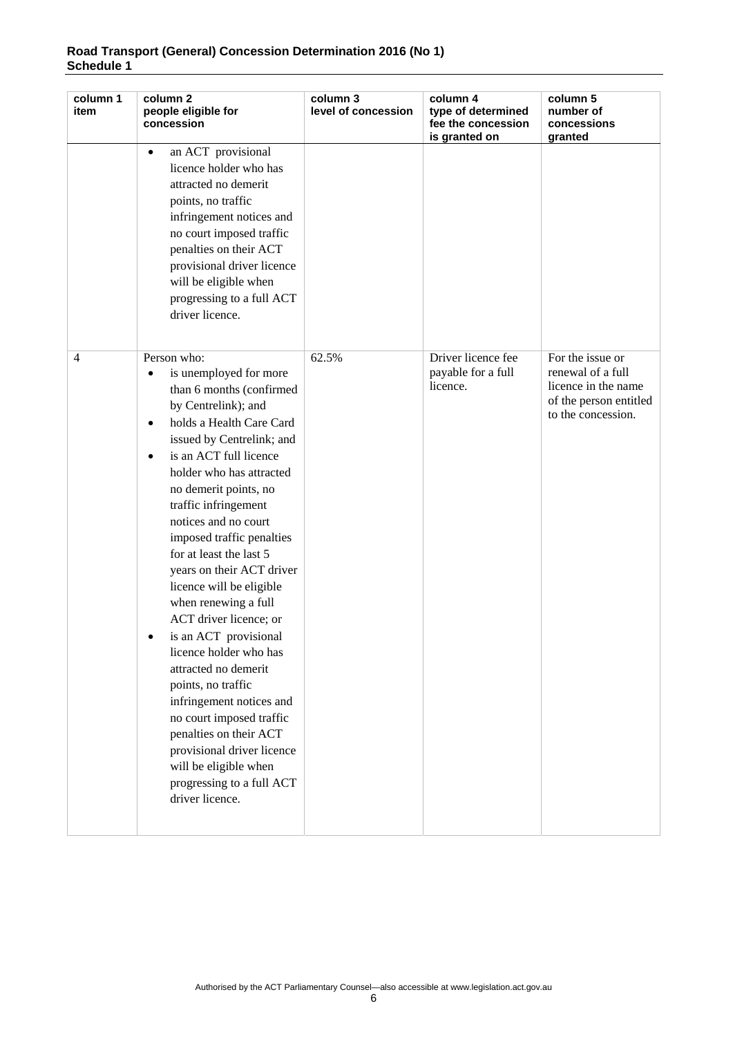| column 1 item | column 2 people eligible for concession | column 3 level of concession | column 4 type of determined fee the concession is granted on | column 5 number of concessions granted |
|---|---|---|---|---|
| | • an ACT provisional licence holder who has attracted no demerit points, no traffic infringement notices and no court imposed traffic penalties on their ACT provisional driver licence will be eligible when progressing to a full ACT driver licence. | | | |
| 4 | Person who:<br>• is unemployed for more than 6 months (confirmed by Centrelink); and<br>• holds a Health Care Card issued by Centrelink; and<br>• is an ACT full licence holder who has attracted no demerit points, no traffic infringement notices and no court imposed traffic penalties for at least the last 5 years on their ACT driver licence will be eligible when renewing a full ACT driver licence; or<br>• is an ACT provisional licence holder who has attracted no demerit points, no traffic infringement notices and no court imposed traffic penalties on their ACT provisional driver licence will be eligible when progressing to a full ACT driver licence. | 62.5% | Driver licence fee payable for a full licence. | For the issue or renewal of a full licence in the name of the person entitled to the concession. |